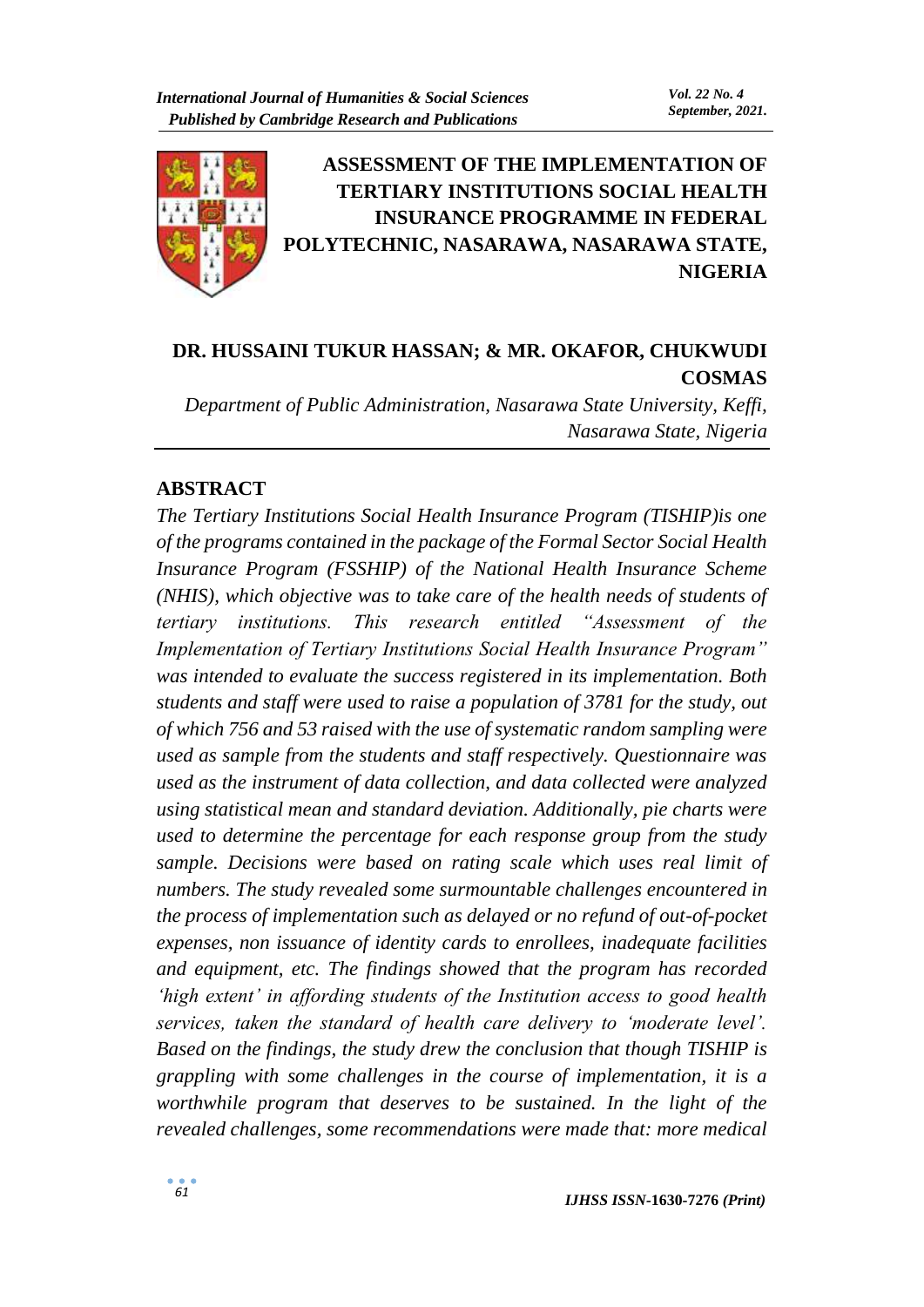# ASSESSMENT OF THE IMPLEMENTATION OF TERTIARY INSTITUTIONS SOCIAL HEALTH INSURANCE PROGRAMME IN FEDERAL POLYTECHNIC, NASARAWA, NASARAWA STATE, NIGERIA

**DR. HUSSAINI TUKUR HASSAN; & MR. OKAFOR, CHUKWUDI COSMAS**

*Department of Public Administration, Nasarawa State University, Keffi, Nasarawa State, Nigeria*

## ABSTRACT

*The Tertiary Institutions Social Health Insurance Program (TISHIP)is one of the programs contained in the package of the Formal Sector Social Health Insurance Program (FSSHIP) of the National Health Insurance Scheme (NHIS), which objective was to take care of the health needs of students of tertiary institutions. This research entitled "Assessment of the Implementation of Tertiary Institutions Social Health Insurance Program" was intended to evaluate the success registered in its implementation. Both students and staff were used to raise a population of 3781 for the study, out of which 756 and 53 raised with the use of systematic random sampling were used as sample from the students and staff respectively. Questionnaire was used as the instrument of data collection, and data collected were analyzed using statistical mean and standard deviation. Additionally, pie charts were used to determine the percentage for each response group from the study sample. Decisions were based on rating scale which uses real limit of numbers. The study revealed some surmountable challenges encountered in the process of implementation such as delayed or no refund of out-of-pocket expenses, non issuance of identity cards to enrollees, inadequate facilities and equipment, etc. The findings showed that the program has recorded 'high extent' in affording students of the Institution access to good health services, taken the standard of health care delivery to 'moderate level'. Based on the findings, the study drew the conclusion that though TISHIP is grappling with some challenges in the course of implementation, it is a worthwhile program that deserves to be sustained. In the light of the revealed challenges, some recommendations were made that: more medical*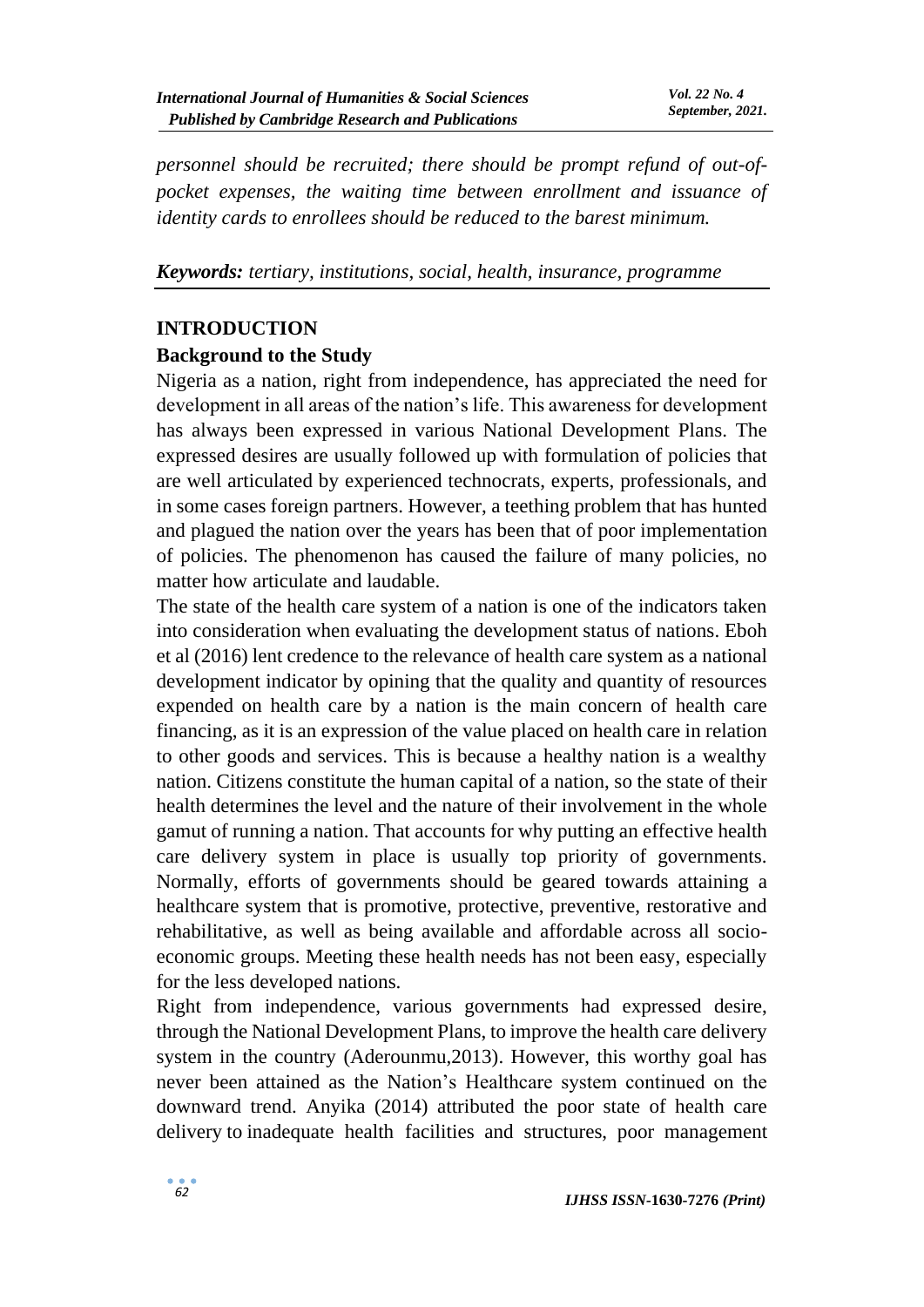*personnel should be recruited; there should be prompt refund of out-of-pocket expenses, the waiting time between enrollment and issuance of identity cards to enrollees should be reduced to the barest minimum.*

***Keywords:*** *tertiary, institutions, social, health, insurance, programme*

## INTRODUCTION

### Background to the Study

Nigeria as a nation, right from independence, has appreciated the need for development in all areas of the nation's life. This awareness for development has always been expressed in various National Development Plans. The expressed desires are usually followed up with formulation of policies that are well articulated by experienced technocrats, experts, professionals, and in some cases foreign partners. However, a teething problem that has hunted and plagued the nation over the years has been that of poor implementation of policies. The phenomenon has caused the failure of many policies, no matter how articulate and laudable.

The state of the health care system of a nation is one of the indicators taken into consideration when evaluating the development status of nations. Eboh et al (2016) lent credence to the relevance of health care system as a national development indicator by opining that the quality and quantity of resources expended on health care by a nation is the main concern of health care financing, as it is an expression of the value placed on health care in relation to other goods and services. This is because a healthy nation is a wealthy nation. Citizens constitute the human capital of a nation, so the state of their health determines the level and the nature of their involvement in the whole gamut of running a nation. That accounts for why putting an effective health care delivery system in place is usually top priority of governments. Normally, efforts of governments should be geared towards attaining a healthcare system that is promotive, protective, preventive, restorative and rehabilitative, as well as being available and affordable across all socio-economic groups. Meeting these health needs has not been easy, especially for the less developed nations.

Right from independence, various governments had expressed desire, through the National Development Plans, to improve the health care delivery system in the country (Aderounmu,2013). However, this worthy goal has never been attained as the Nation's Healthcare system continued on the downward trend. Anyika (2014) attributed the poor state of health care delivery to inadequate health facilities and structures, poor management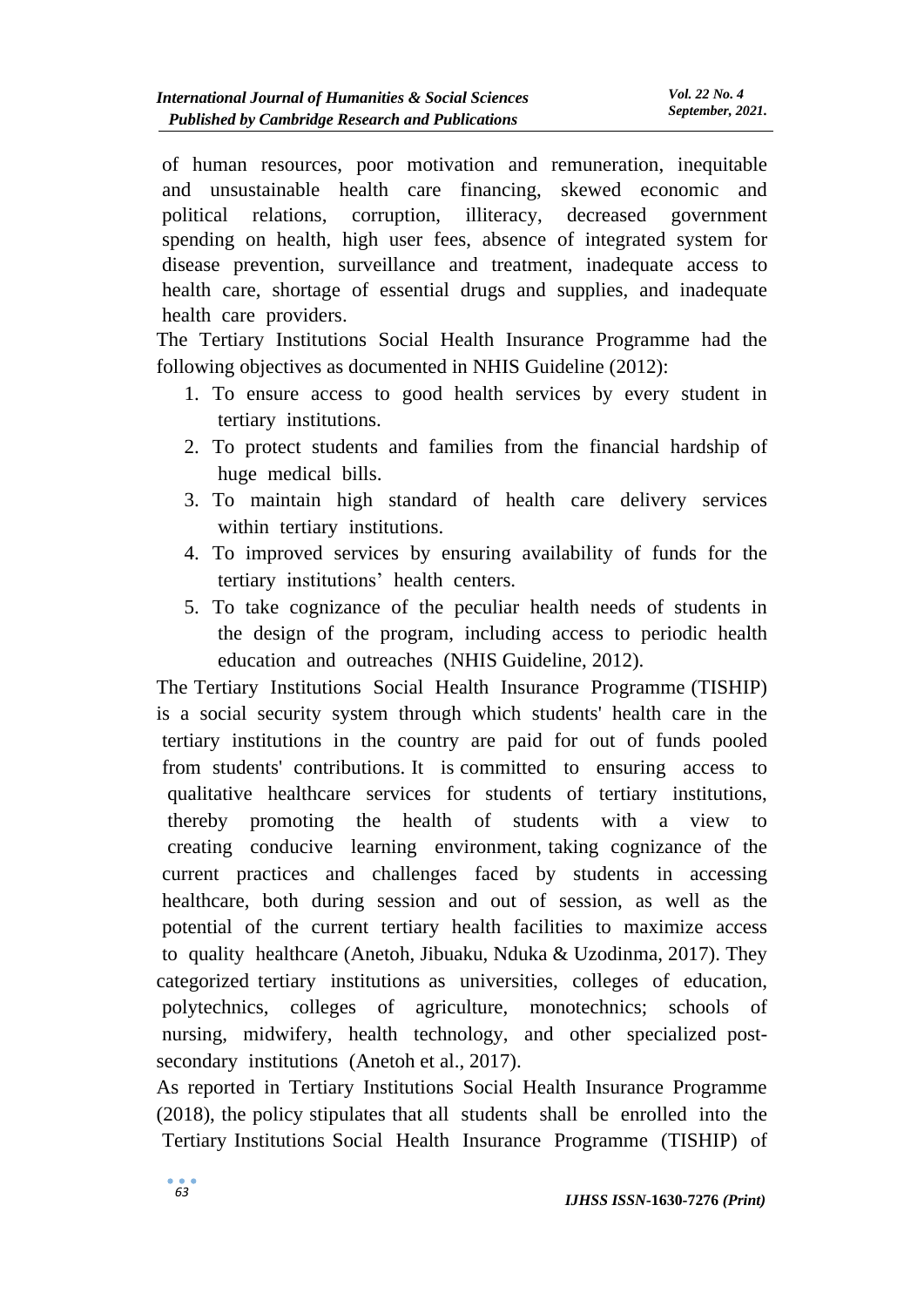of human resources, poor motivation and remuneration, inequitable and unsustainable health care financing, skewed economic and political relations, corruption, illiteracy, decreased government spending on health, high user fees, absence of integrated system for disease prevention, surveillance and treatment, inadequate access to health care, shortage of essential drugs and supplies, and inadequate health care providers.

The Tertiary Institutions Social Health Insurance Programme had the following objectives as documented in NHIS Guideline (2012):

1. To ensure access to good health services by every student in tertiary institutions.
2. To protect students and families from the financial hardship of huge medical bills.
3. To maintain high standard of health care delivery services within tertiary institutions.
4. To improved services by ensuring availability of funds for the tertiary institutions' health centers.
5. To take cognizance of the peculiar health needs of students in the design of the program, including access to periodic health education and outreaches (NHIS Guideline, 2012).

The Tertiary Institutions Social Health Insurance Programme (TISHIP) is a social security system through which students' health care in the tertiary institutions in the country are paid for out of funds pooled from students' contributions. It is committed to ensuring access to qualitative healthcare services for students of tertiary institutions, thereby promoting the health of students with a view to creating conducive learning environment, taking cognizance of the current practices and challenges faced by students in accessing healthcare, both during session and out of session, as well as the potential of the current tertiary health facilities to maximize access to quality healthcare (Anetoh, Jibuaku, Nduka & Uzodinma, 2017). They categorized tertiary institutions as universities, colleges of education, polytechnics, colleges of agriculture, monotechnics; schools of nursing, midwifery, health technology, and other specialized post-secondary institutions (Anetoh et al., 2017).

As reported in Tertiary Institutions Social Health Insurance Programme (2018), the policy stipulates that all students shall be enrolled into the Tertiary Institutions Social Health Insurance Programme (TISHIP) of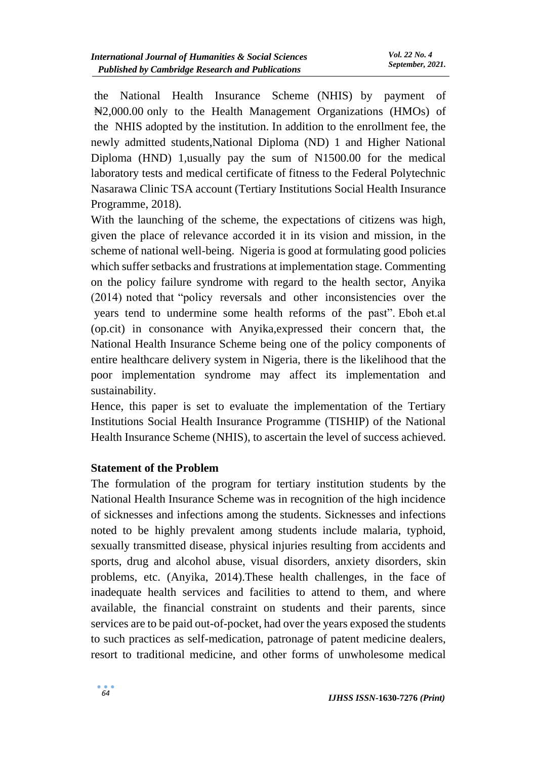the National Health Insurance Scheme (NHIS) by payment of ₦2,000.00 only to the Health Management Organizations (HMOs) of the NHIS adopted by the institution. In addition to the enrollment fee, the newly admitted students,National Diploma (ND) 1 and Higher National Diploma (HND) 1,usually pay the sum of N1500.00 for the medical laboratory tests and medical certificate of fitness to the Federal Polytechnic Nasarawa Clinic TSA account (Tertiary Institutions Social Health Insurance Programme, 2018).

With the launching of the scheme, the expectations of citizens was high, given the place of relevance accorded it in its vision and mission, in the scheme of national well-being. Nigeria is good at formulating good policies which suffer setbacks and frustrations at implementation stage. Commenting on the policy failure syndrome with regard to the health sector, Anyika (2014) noted that "policy reversals and other inconsistencies over the years tend to undermine some health reforms of the past". Eboh et.al (op.cit) in consonance with Anyika,expressed their concern that, the National Health Insurance Scheme being one of the policy components of entire healthcare delivery system in Nigeria, there is the likelihood that the poor implementation syndrome may affect its implementation and sustainability.

Hence, this paper is set to evaluate the implementation of the Tertiary Institutions Social Health Insurance Programme (TISHIP) of the National Health Insurance Scheme (NHIS), to ascertain the level of success achieved.

## Statement of the Problem

The formulation of the program for tertiary institution students by the National Health Insurance Scheme was in recognition of the high incidence of sicknesses and infections among the students. Sicknesses and infections noted to be highly prevalent among students include malaria, typhoid, sexually transmitted disease, physical injuries resulting from accidents and sports, drug and alcohol abuse, visual disorders, anxiety disorders, skin problems, etc. (Anyika, 2014).These health challenges, in the face of inadequate health services and facilities to attend to them, and where available, the financial constraint on students and their parents, since services are to be paid out-of-pocket, had over the years exposed the students to such practices as self-medication, patronage of patent medicine dealers, resort to traditional medicine, and other forms of unwholesome medical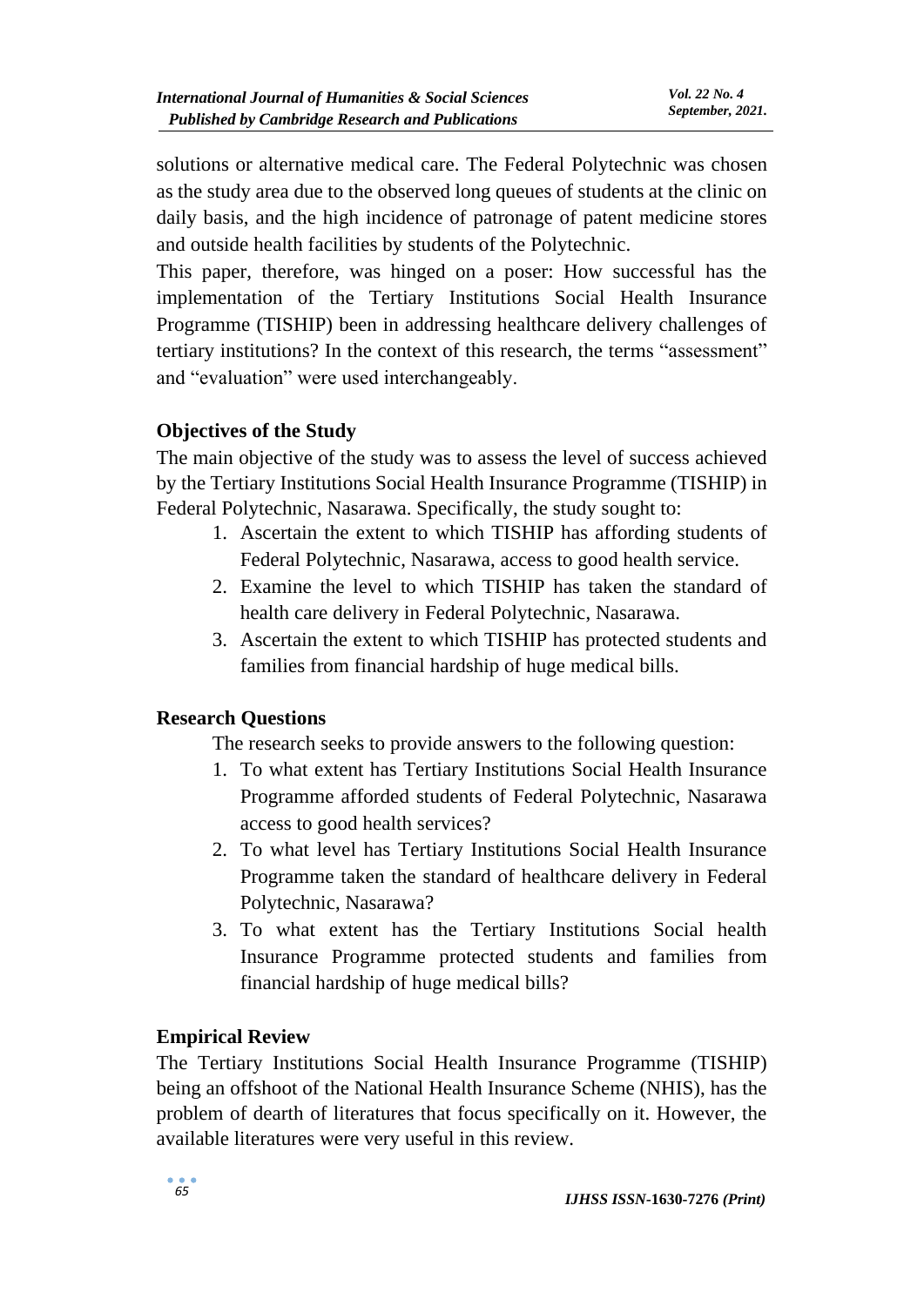solutions or alternative medical care. The Federal Polytechnic was chosen as the study area due to the observed long queues of students at the clinic on daily basis, and the high incidence of patronage of patent medicine stores and outside health facilities by students of the Polytechnic.

This paper, therefore, was hinged on a poser: How successful has the implementation of the Tertiary Institutions Social Health Insurance Programme (TISHIP) been in addressing healthcare delivery challenges of tertiary institutions? In the context of this research, the terms "assessment" and "evaluation" were used interchangeably.

## Objectives of the Study

The main objective of the study was to assess the level of success achieved by the Tertiary Institutions Social Health Insurance Programme (TISHIP) in Federal Polytechnic, Nasarawa. Specifically, the study sought to:

1. Ascertain the extent to which TISHIP has affording students of Federal Polytechnic, Nasarawa, access to good health service.
2. Examine the level to which TISHIP has taken the standard of health care delivery in Federal Polytechnic, Nasarawa.
3. Ascertain the extent to which TISHIP has protected students and families from financial hardship of huge medical bills.

## Research Questions

The research seeks to provide answers to the following question:

1. To what extent has Tertiary Institutions Social Health Insurance Programme afforded students of Federal Polytechnic, Nasarawa access to good health services?
2. To what level has Tertiary Institutions Social Health Insurance Programme taken the standard of healthcare delivery in Federal Polytechnic, Nasarawa?
3. To what extent has the Tertiary Institutions Social health Insurance Programme protected students and families from financial hardship of huge medical bills?

## Empirical Review

The Tertiary Institutions Social Health Insurance Programme (TISHIP) being an offshoot of the National Health Insurance Scheme (NHIS), has the problem of dearth of literatures that focus specifically on it. However, the available literatures were very useful in this review.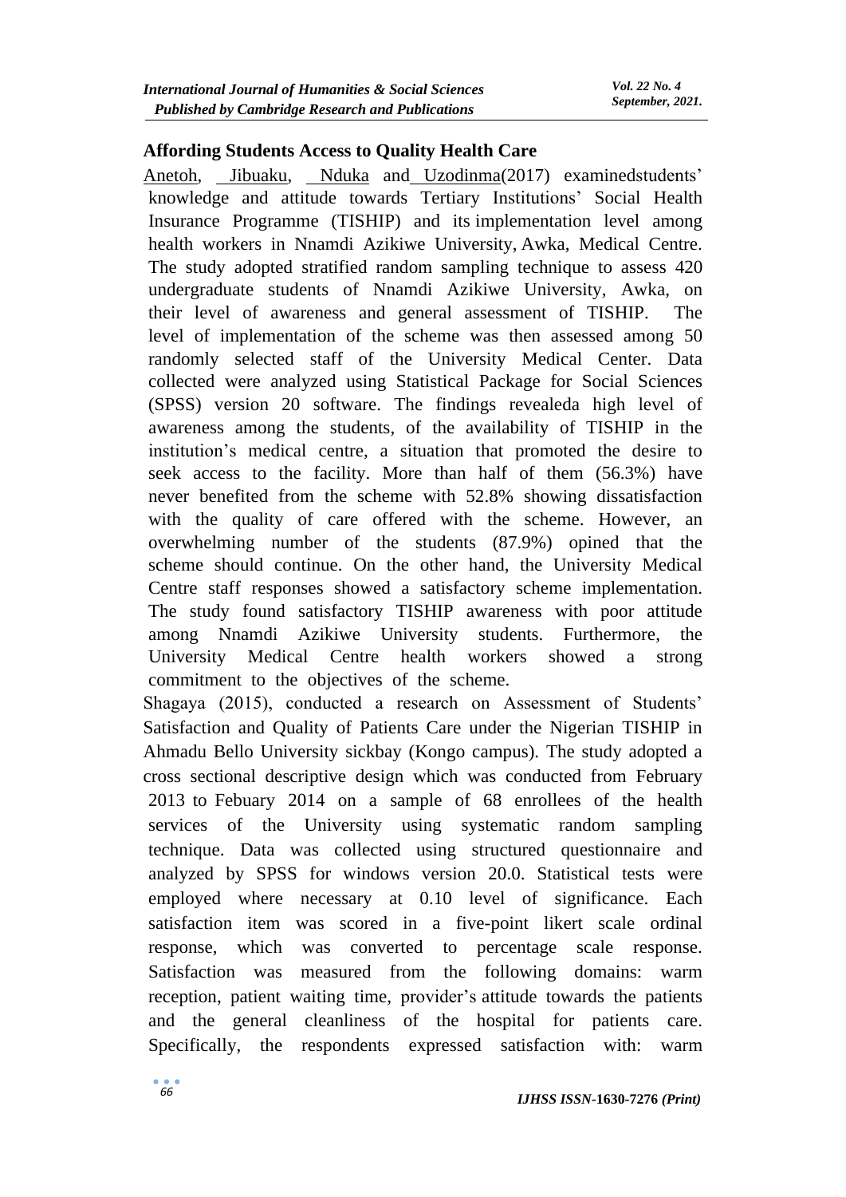### Affording Students Access to Quality Health Care

Anetoh, Jibuaku, Nduka and Uzodinma(2017) examinedstudents' knowledge and attitude towards Tertiary Institutions' Social Health Insurance Programme (TISHIP) and its implementation level among health workers in Nnamdi Azikiwe University, Awka, Medical Centre. The study adopted stratified random sampling technique to assess 420 undergraduate students of Nnamdi Azikiwe University, Awka, on their level of awareness and general assessment of TISHIP. The level of implementation of the scheme was then assessed among 50 randomly selected staff of the University Medical Center. Data collected were analyzed using Statistical Package for Social Sciences (SPSS) version 20 software. The findings revealeda high level of awareness among the students, of the availability of TISHIP in the institution's medical centre, a situation that promoted the desire to seek access to the facility. More than half of them (56.3%) have never benefited from the scheme with 52.8% showing dissatisfaction with the quality of care offered with the scheme. However, an overwhelming number of the students (87.9%) opined that the scheme should continue. On the other hand, the University Medical Centre staff responses showed a satisfactory scheme implementation. The study found satisfactory TISHIP awareness with poor attitude among Nnamdi Azikiwe University students. Furthermore, the University Medical Centre health workers showed a strong commitment to the objectives of the scheme.

Shagaya (2015), conducted a research on Assessment of Students' Satisfaction and Quality of Patients Care under the Nigerian TISHIP in Ahmadu Bello University sickbay (Kongo campus). The study adopted a cross sectional descriptive design which was conducted from February 2013 to Febuary 2014 on a sample of 68 enrollees of the health services of the University using systematic random sampling technique. Data was collected using structured questionnaire and analyzed by SPSS for windows version 20.0. Statistical tests were employed where necessary at 0.10 level of significance. Each satisfaction item was scored in a five-point likert scale ordinal response, which was converted to percentage scale response. Satisfaction was measured from the following domains: warm reception, patient waiting time, provider's attitude towards the patients and the general cleanliness of the hospital for patients care. Specifically, the respondents expressed satisfaction with: warm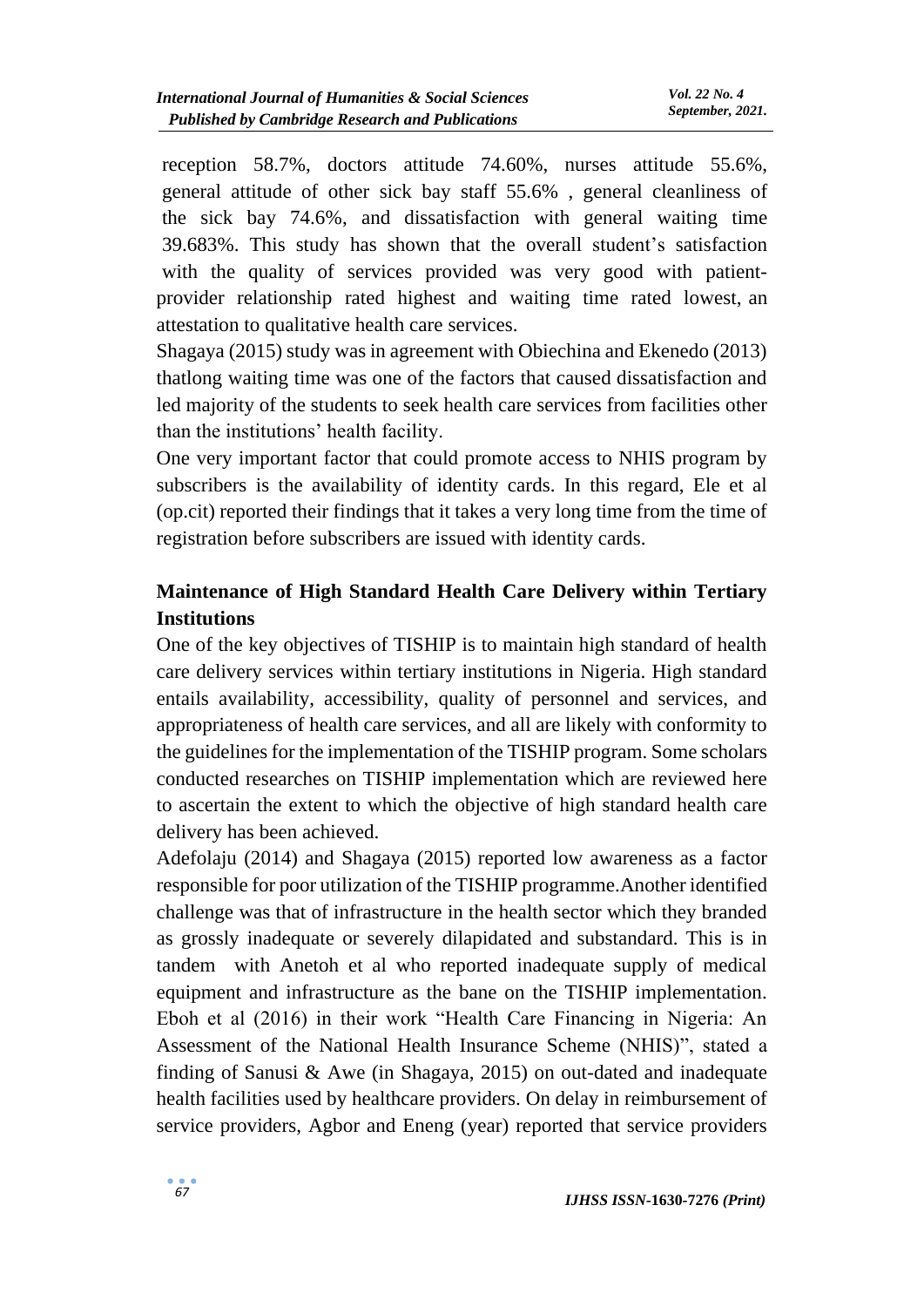reception 58.7%, doctors attitude 74.60%, nurses attitude 55.6%, general attitude of other sick bay staff 55.6% , general cleanliness of the sick bay 74.6%, and dissatisfaction with general waiting time 39.683%. This study has shown that the overall student's satisfaction with the quality of services provided was very good with patient-provider relationship rated highest and waiting time rated lowest, an attestation to qualitative health care services.

Shagaya (2015) study was in agreement with Obiechina and Ekenedo (2013) thatlong waiting time was one of the factors that caused dissatisfaction and led majority of the students to seek health care services from facilities other than the institutions' health facility.

One very important factor that could promote access to NHIS program by subscribers is the availability of identity cards. In this regard, Ele et al (op.cit) reported their findings that it takes a very long time from the time of registration before subscribers are issued with identity cards.

## Maintenance of High Standard Health Care Delivery within Tertiary Institutions

One of the key objectives of TISHIP is to maintain high standard of health care delivery services within tertiary institutions in Nigeria. High standard entails availability, accessibility, quality of personnel and services, and appropriateness of health care services, and all are likely with conformity to the guidelines for the implementation of the TISHIP program. Some scholars conducted researches on TISHIP implementation which are reviewed here to ascertain the extent to which the objective of high standard health care delivery has been achieved.

Adefolaju (2014) and Shagaya (2015) reported low awareness as a factor responsible for poor utilization of the TISHIP programme.Another identified challenge was that of infrastructure in the health sector which they branded as grossly inadequate or severely dilapidated and substandard. This is in tandem with Anetoh et al who reported inadequate supply of medical equipment and infrastructure as the bane on the TISHIP implementation. Eboh et al (2016) in their work "Health Care Financing in Nigeria: An Assessment of the National Health Insurance Scheme (NHIS)", stated a finding of Sanusi & Awe (in Shagaya, 2015) on out-dated and inadequate health facilities used by healthcare providers. On delay in reimbursement of service providers, Agbor and Eneng (year) reported that service providers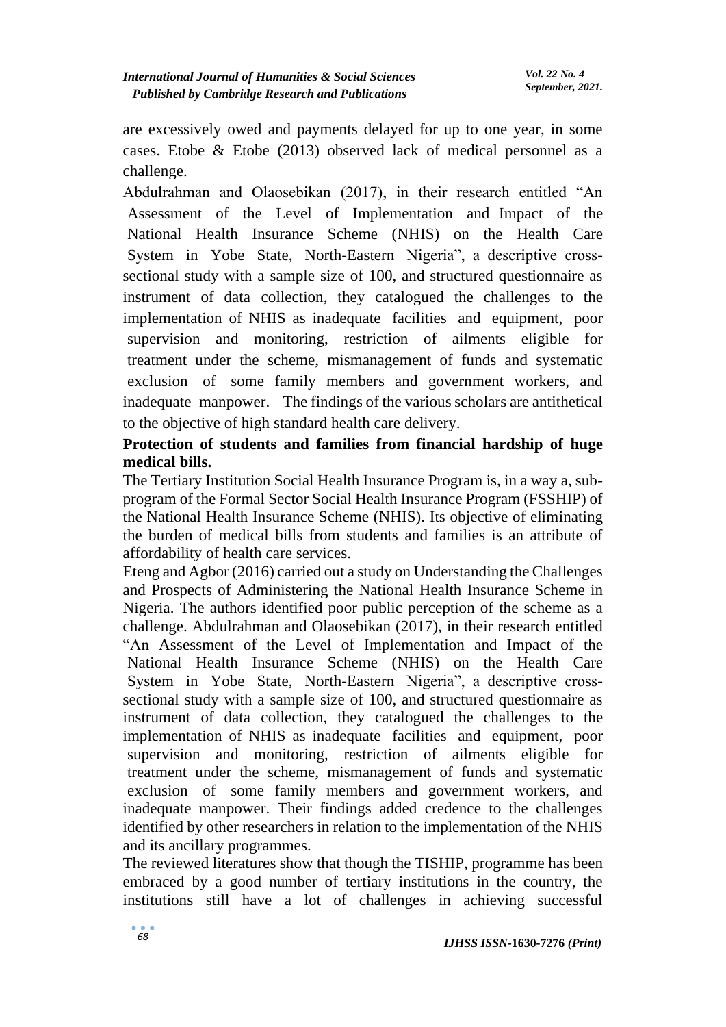are excessively owed and payments delayed for up to one year, in some cases. Etobe & Etobe (2013) observed lack of medical personnel as a challenge.

Abdulrahman and Olaosebikan (2017), in their research entitled "An Assessment of the Level of Implementation and Impact of the National Health Insurance Scheme (NHIS) on the Health Care System in Yobe State, North-Eastern Nigeria", a descriptive cross-sectional study with a sample size of 100, and structured questionnaire as instrument of data collection, they catalogued the challenges to the implementation of NHIS as inadequate facilities and equipment, poor supervision and monitoring, restriction of ailments eligible for treatment under the scheme, mismanagement of funds and systematic exclusion of some family members and government workers, and inadequate manpower. The findings of the various scholars are antithetical to the objective of high standard health care delivery.

**Protection of students and families from financial hardship of huge medical bills.**

The Tertiary Institution Social Health Insurance Program is, in a way a, sub-program of the Formal Sector Social Health Insurance Program (FSSHIP) of the National Health Insurance Scheme (NHIS). Its objective of eliminating the burden of medical bills from students and families is an attribute of affordability of health care services.

Eteng and Agbor (2016) carried out a study on Understanding the Challenges and Prospects of Administering the National Health Insurance Scheme in Nigeria. The authors identified poor public perception of the scheme as a challenge. Abdulrahman and Olaosebikan (2017), in their research entitled "An Assessment of the Level of Implementation and Impact of the National Health Insurance Scheme (NHIS) on the Health Care System in Yobe State, North-Eastern Nigeria", a descriptive cross-sectional study with a sample size of 100, and structured questionnaire as instrument of data collection, they catalogued the challenges to the implementation of NHIS as inadequate facilities and equipment, poor supervision and monitoring, restriction of ailments eligible for treatment under the scheme, mismanagement of funds and systematic exclusion of some family members and government workers, and inadequate manpower. Their findings added credence to the challenges identified by other researchers in relation to the implementation of the NHIS and its ancillary programmes.

The reviewed literatures show that though the TISHIP, programme has been embraced by a good number of tertiary institutions in the country, the institutions still have a lot of challenges in achieving successful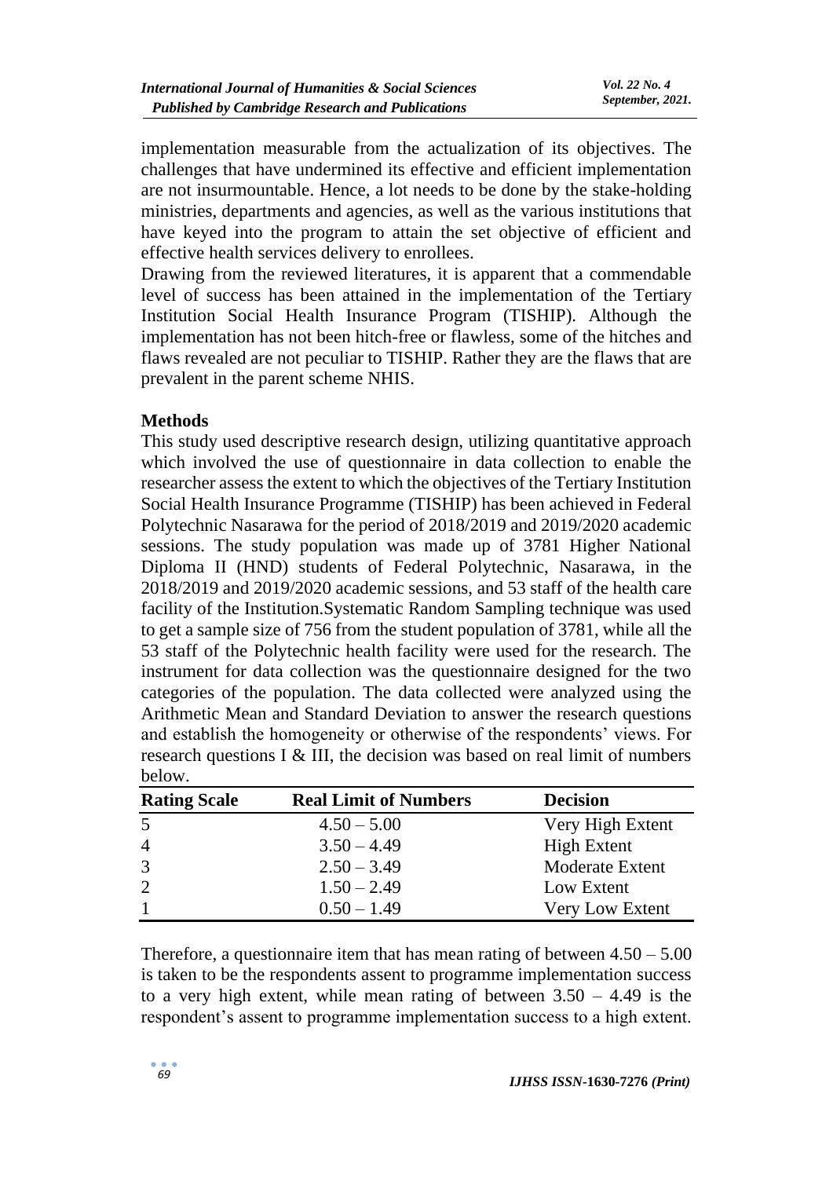implementation measurable from the actualization of its objectives. The challenges that have undermined its effective and efficient implementation are not insurmountable. Hence, a lot needs to be done by the stake-holding ministries, departments and agencies, as well as the various institutions that have keyed into the program to attain the set objective of efficient and effective health services delivery to enrollees.

Drawing from the reviewed literatures, it is apparent that a commendable level of success has been attained in the implementation of the Tertiary Institution Social Health Insurance Program (TISHIP). Although the implementation has not been hitch-free or flawless, some of the hitches and flaws revealed are not peculiar to TISHIP. Rather they are the flaws that are prevalent in the parent scheme NHIS.

## Methods

This study used descriptive research design, utilizing quantitative approach which involved the use of questionnaire in data collection to enable the researcher assess the extent to which the objectives of the Tertiary Institution Social Health Insurance Programme (TISHIP) has been achieved in Federal Polytechnic Nasarawa for the period of 2018/2019 and 2019/2020 academic sessions. The study population was made up of 3781 Higher National Diploma II (HND) students of Federal Polytechnic, Nasarawa, in the 2018/2019 and 2019/2020 academic sessions, and 53 staff of the health care facility of the Institution.Systematic Random Sampling technique was used to get a sample size of 756 from the student population of 3781, while all the 53 staff of the Polytechnic health facility were used for the research. The instrument for data collection was the questionnaire designed for the two categories of the population. The data collected were analyzed using the Arithmetic Mean and Standard Deviation to answer the research questions and establish the homogeneity or otherwise of the respondents' views. For research questions I & III, the decision was based on real limit of numbers below.

| Rating Scale | Real Limit of Numbers | Decision |
|---|---|---|
| 5 | 4.50 – 5.00 | Very High Extent |
| 4 | 3.50 – 4.49 | High Extent |
| 3 | 2.50 – 3.49 | Moderate Extent |
| 2 | 1.50 – 2.49 | Low Extent |
| 1 | 0.50 – 1.49 | Very Low Extent |

Therefore, a questionnaire item that has mean rating of between 4.50 – 5.00 is taken to be the respondents assent to programme implementation success to a very high extent, while mean rating of between 3.50 – 4.49 is the respondent's assent to programme implementation success to a high extent.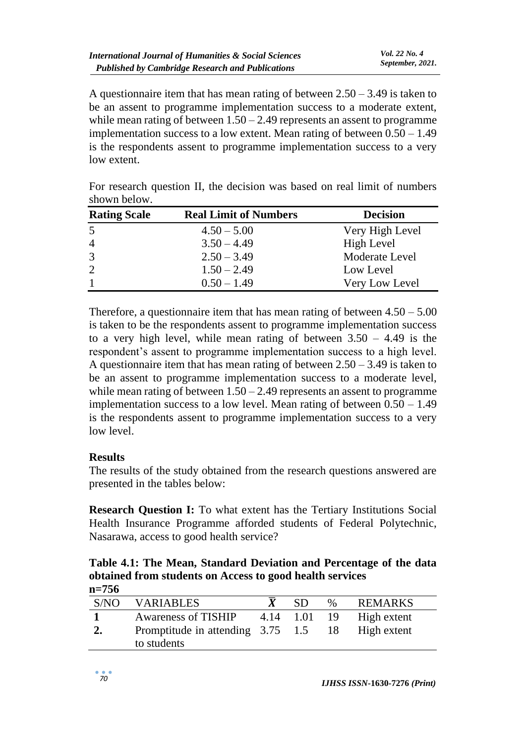A questionnaire item that has mean rating of between 2.50 – 3.49 is taken to be an assent to programme implementation success to a moderate extent, while mean rating of between 1.50 – 2.49 represents an assent to programme implementation success to a low extent. Mean rating of between 0.50 – 1.49 is the respondents assent to programme implementation success to a very low extent.

For research question II, the decision was based on real limit of numbers shown below.

| Rating Scale | Real Limit of Numbers | Decision |
|---|---|---|
| 5 | 4.50 – 5.00 | Very High Level |
| 4 | 3.50 – 4.49 | High Level |
| 3 | 2.50 – 3.49 | Moderate Level |
| 2 | 1.50 – 2.49 | Low Level |
| 1 | 0.50 – 1.49 | Very Low Level |

Therefore, a questionnaire item that has mean rating of between 4.50 – 5.00 is taken to be the respondents assent to programme implementation success to a very high level, while mean rating of between 3.50 – 4.49 is the respondent's assent to programme implementation success to a high level. A questionnaire item that has mean rating of between 2.50 – 3.49 is taken to be an assent to programme implementation success to a moderate level, while mean rating of between 1.50 – 2.49 represents an assent to programme implementation success to a low level. Mean rating of between 0.50 – 1.49 is the respondents assent to programme implementation success to a very low level.

## Results

The results of the study obtained from the research questions answered are presented in the tables below:

**Research Question I:** To what extent has the Tertiary Institutions Social Health Insurance Programme afforded students of Federal Polytechnic, Nasarawa, access to good health service?

**Table 4.1: The Mean, Standard Deviation and Percentage of the data obtained from students on Access to good health services**

**n=756**

| S/NO | VARIABLES | $\bar{X}$ | SD | % | REMARKS |
|---|---|---|---|---|---|
| **1** | Awareness of TISHIP | 4.14 | 1.01 | 19 | High extent |
| **2.** | Promptitude in attending to students | 3.75 | 1.5 | 18 | High extent |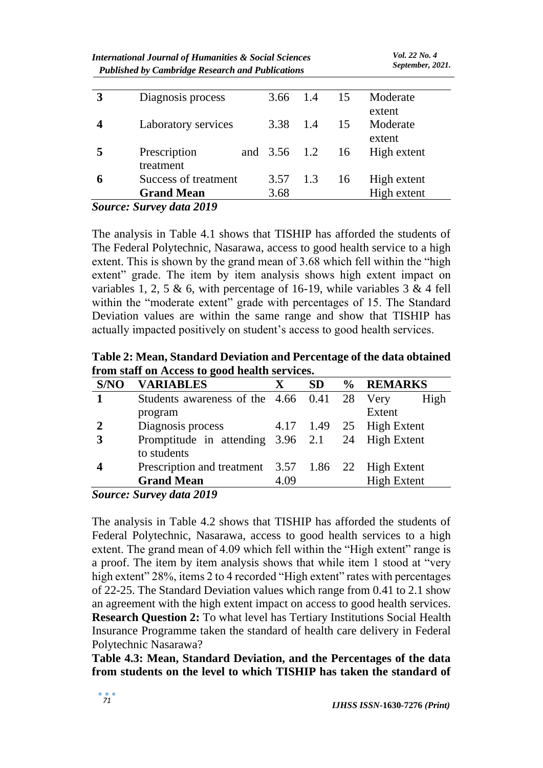| | | | | | |
|---|---|---|---|---|---|
| **3** | Diagnosis process | 3.66 | 1.4 | 15 | Moderate extent |
| **4** | Laboratory services | 3.38 | 1.4 | 15 | Moderate extent |
| **5** | Prescription and treatment | 3.56 | 1.2 | 16 | High extent |
| **6** | Success of treatment | 3.57 | 1.3 | 16 | High extent |
| | **Grand Mean** | 3.68 | | | High extent |

***Source: Survey data 2019***

The analysis in Table 4.1 shows that TISHIP has afforded the students of The Federal Polytechnic, Nasarawa, access to good health service to a high extent. This is shown by the grand mean of 3.68 which fell within the "high extent" grade. The item by item analysis shows high extent impact on variables 1, 2, 5 & 6, with percentage of 16-19, while variables 3 & 4 fell within the "moderate extent" grade with percentages of 15. The Standard Deviation values are within the same range and show that TISHIP has actually impacted positively on student's access to good health services.

**Table 2: Mean, Standard Deviation and Percentage of the data obtained from staff on Access to good health services.**

| S/NO | VARIABLES | X | SD | % | REMARKS |
|---|---|---|---|---|---|
| **1** | Students awareness of the program | 4.66 | 0.41 | 28 | Very High Extent |
| **2** | Diagnosis process | 4.17 | 1.49 | 25 | High Extent |
| **3** | Promptitude in attending to students | 3.96 | 2.1 | 24 | High Extent |
| **4** | Prescription and treatment | 3.57 | 1.86 | 22 | High Extent |
| | **Grand Mean** | 4.09 | | | High Extent |

***Source: Survey data 2019***

The analysis in Table 4.2 shows that TISHIP has afforded the students of Federal Polytechnic, Nasarawa, access to good health services to a high extent. The grand mean of 4.09 which fell within the "High extent" range is a proof. The item by item analysis shows that while item 1 stood at "very high extent" 28%, items 2 to 4 recorded "High extent" rates with percentages of 22-25. The Standard Deviation values which range from 0.41 to 2.1 show an agreement with the high extent impact on access to good health services.

**Research Question 2:** To what level has Tertiary Institutions Social Health Insurance Programme taken the standard of health care delivery in Federal Polytechnic Nasarawa?

**Table 4.3: Mean, Standard Deviation, and the Percentages of the data from students on the level to which TISHIP has taken the standard of**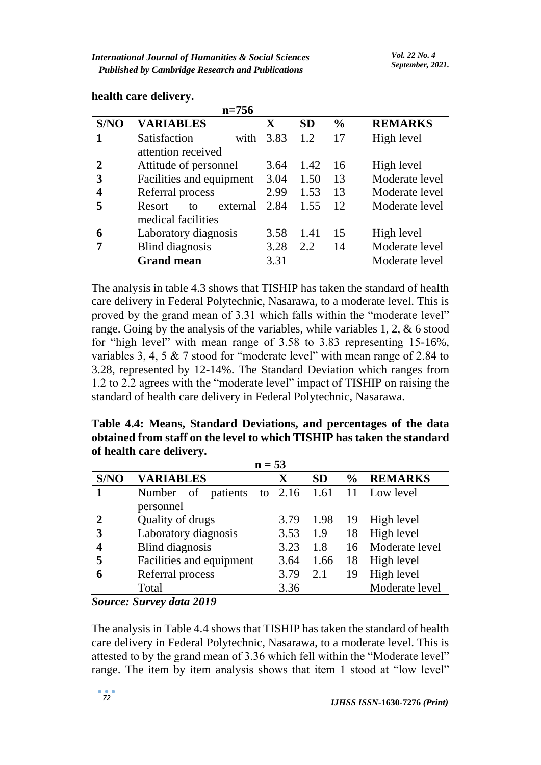**health care delivery.**

n=756

| S/NO | VARIABLES | X | SD | % | REMARKS |
|---|---|---|---|---|---|
| 1 | Satisfaction with attention received | 3.83 | 1.2 | 17 | High level |
| 2 | Attitude of personnel | 3.64 | 1.42 | 16 | High level |
| 3 | Facilities and equipment | 3.04 | 1.50 | 13 | Moderate level |
| 4 | Referral process | 2.99 | 1.53 | 13 | Moderate level |
| 5 | Resort to external medical facilities | 2.84 | 1.55 | 12 | Moderate level |
| 6 | Laboratory diagnosis | 3.58 | 1.41 | 15 | High level |
| 7 | Blind diagnosis | 3.28 | 2.2 | 14 | Moderate level |
| | **Grand mean** | 3.31 | | | Moderate level |

The analysis in table 4.3 shows that TISHIP has taken the standard of health care delivery in Federal Polytechnic, Nasarawa, to a moderate level. This is proved by the grand mean of 3.31 which falls within the "moderate level" range. Going by the analysis of the variables, while variables 1, 2, & 6 stood for "high level" with mean range of 3.58 to 3.83 representing 15-16%, variables 3, 4, 5 & 7 stood for "moderate level" with mean range of 2.84 to 3.28, represented by 12-14%. The Standard Deviation which ranges from 1.2 to 2.2 agrees with the "moderate level" impact of TISHIP on raising the standard of health care delivery in Federal Polytechnic, Nasarawa.

**Table 4.4: Means, Standard Deviations, and percentages of the data obtained from staff on the level to which TISHIP has taken the standard of health care delivery.**

n = 53

| S/NO | VARIABLES | X | SD | % | REMARKS |
|---|---|---|---|---|---|
| 1 | Number of patients to personnel | 2.16 | 1.61 | 11 | Low level |
| 2 | Quality of drugs | 3.79 | 1.98 | 19 | High level |
| 3 | Laboratory diagnosis | 3.53 | 1.9 | 18 | High level |
| 4 | Blind diagnosis | 3.23 | 1.8 | 16 | Moderate level |
| 5 | Facilities and equipment | 3.64 | 1.66 | 18 | High level |
| 6 | Referral process | 3.79 | 2.1 | 19 | High level |
| | Total | 3.36 | | | Moderate level |

***Source: Survey data 2019***

The analysis in Table 4.4 shows that TISHIP has taken the standard of health care delivery in Federal Polytechnic, Nasarawa, to a moderate level. This is attested to by the grand mean of 3.36 which fell within the "Moderate level" range. The item by item analysis shows that item 1 stood at "low level"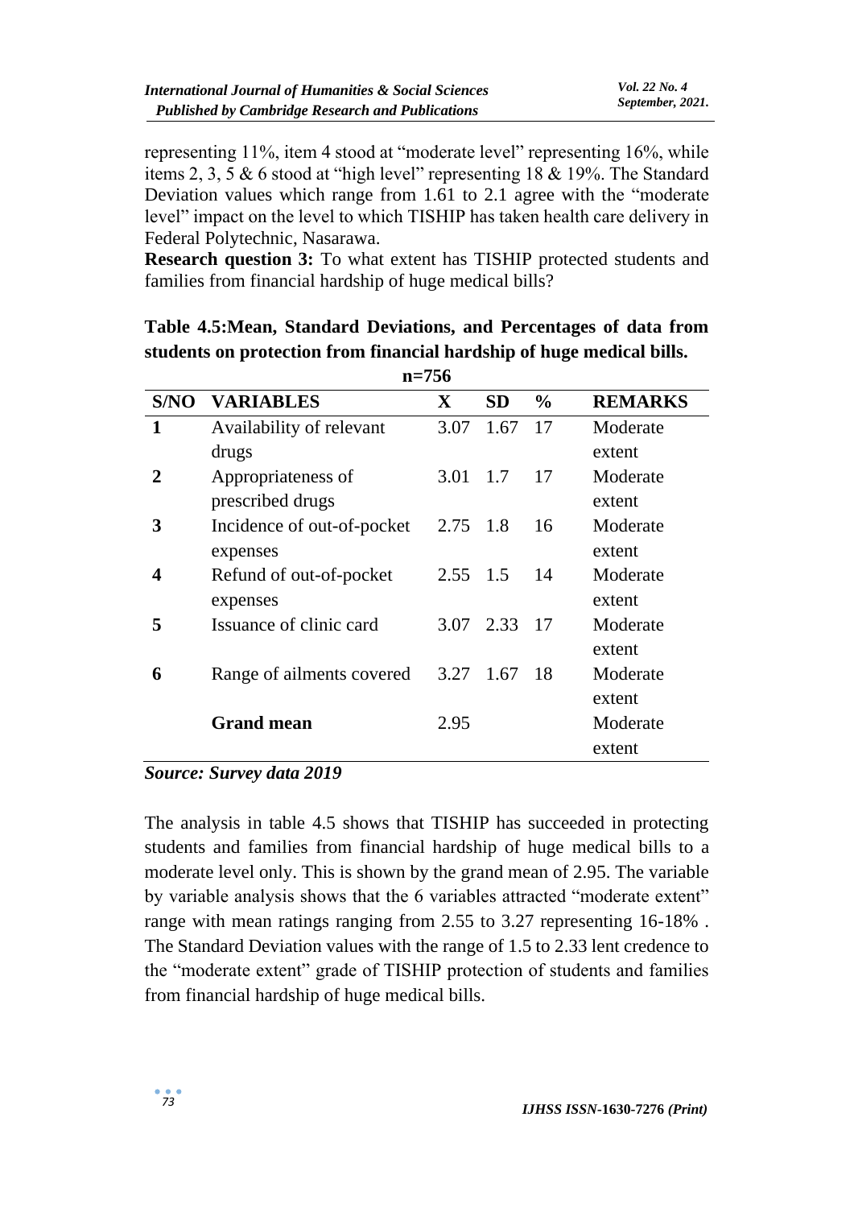representing 11%, item 4 stood at "moderate level" representing 16%, while items 2, 3, 5 & 6 stood at "high level" representing 18 & 19%. The Standard Deviation values which range from 1.61 to 2.1 agree with the "moderate level" impact on the level to which TISHIP has taken health care delivery in Federal Polytechnic, Nasarawa.

**Research question 3:** To what extent has TISHIP protected students and families from financial hardship of huge medical bills?

**Table 4.5: Mean, Standard Deviations, and Percentages of data from students on protection from financial hardship of huge medical bills.**

**n=756**

| S/NO | VARIABLES | X | SD | % | REMARKS |
|---|---|---|---|---|---|
| **1** | Availability of relevant drugs | 3.07 | 1.67 | 17 | Moderate extent |
| **2** | Appropriateness of prescribed drugs | 3.01 | 1.7 | 17 | Moderate extent |
| **3** | Incidence of out-of-pocket expenses | 2.75 | 1.8 | 16 | Moderate extent |
| **4** | Refund of out-of-pocket expenses | 2.55 | 1.5 | 14 | Moderate extent |
| **5** | Issuance of clinic card | 3.07 | 2.33 | 17 | Moderate extent |
| **6** | Range of ailments covered | 3.27 | 1.67 | 18 | Moderate extent |
| | **Grand mean** | 2.95 | | | Moderate extent |

***Source: Survey data 2019***

The analysis in table 4.5 shows that TISHIP has succeeded in protecting students and families from financial hardship of huge medical bills to a moderate level only. This is shown by the grand mean of 2.95. The variable by variable analysis shows that the 6 variables attracted "moderate extent" range with mean ratings ranging from 2.55 to 3.27 representing 16-18% . The Standard Deviation values with the range of 1.5 to 2.33 lent credence to the "moderate extent" grade of TISHIP protection of students and families from financial hardship of huge medical bills.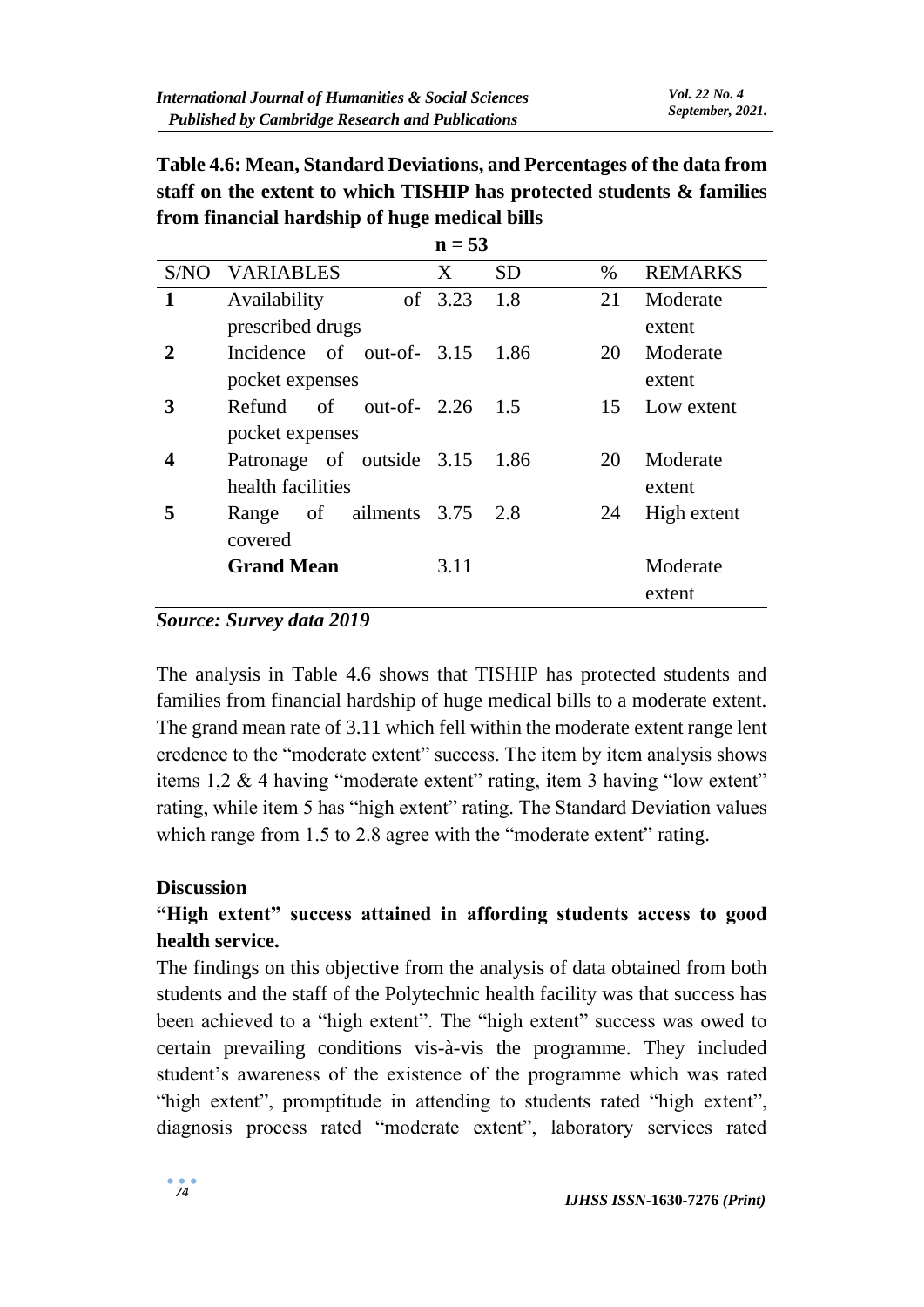**Table 4.6: Mean, Standard Deviations, and Percentages of the data from staff on the extent to which TISHIP has protected students & families from financial hardship of huge medical bills**

n = 53

| S/NO | VARIABLES | X | SD | % | REMARKS |
|---|---|---|---|---|---|
| **1** | Availability of prescribed drugs | 3.23 | 1.8 | 21 | Moderate extent |
| **2** | Incidence of out-of-pocket expenses | 3.15 | 1.86 | 20 | Moderate extent |
| **3** | Refund of out-of-pocket expenses | 2.26 | 1.5 | 15 | Low extent |
| **4** | Patronage of outside health facilities | 3.15 | 1.86 | 20 | Moderate extent |
| **5** | Range of ailments covered | 3.75 | 2.8 | 24 | High extent |
| | **Grand Mean** | 3.11 | | | Moderate extent |

***Source: Survey data 2019***

The analysis in Table 4.6 shows that TISHIP has protected students and families from financial hardship of huge medical bills to a moderate extent. The grand mean rate of 3.11 which fell within the moderate extent range lent credence to the "moderate extent" success. The item by item analysis shows items 1,2 & 4 having "moderate extent" rating, item 3 having "low extent" rating, while item 5 has "high extent" rating. The Standard Deviation values which range from 1.5 to 2.8 agree with the "moderate extent" rating.

## Discussion

### "High extent" success attained in affording students access to good health service.

The findings on this objective from the analysis of data obtained from both students and the staff of the Polytechnic health facility was that success has been achieved to a "high extent". The "high extent" success was owed to certain prevailing conditions vis-à-vis the programme. They included student's awareness of the existence of the programme which was rated "high extent", promptitude in attending to students rated "high extent", diagnosis process rated "moderate extent", laboratory services rated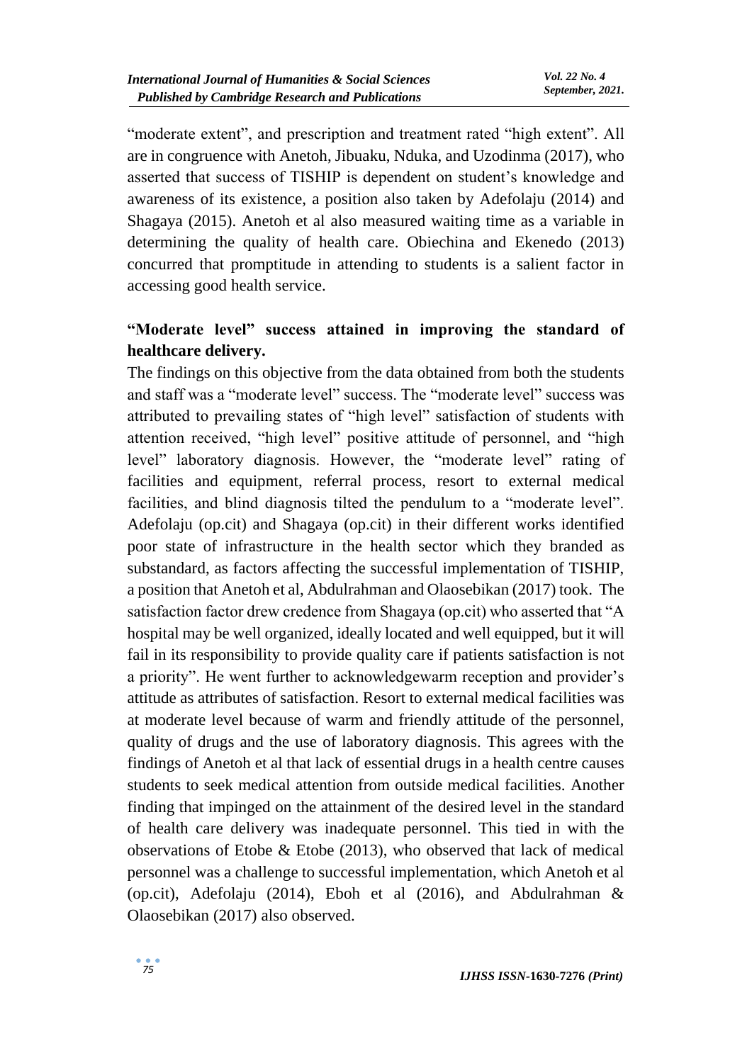"moderate extent", and prescription and treatment rated "high extent". All are in congruence with Anetoh, Jibuaku, Nduka, and Uzodinma (2017), who asserted that success of TISHIP is dependent on student's knowledge and awareness of its existence, a position also taken by Adefolaju (2014) and Shagaya (2015). Anetoh et al also measured waiting time as a variable in determining the quality of health care. Obiechina and Ekenedo (2013) concurred that promptitude in attending to students is a salient factor in accessing good health service.

**"Moderate level" success attained in improving the standard of healthcare delivery.**

The findings on this objective from the data obtained from both the students and staff was a "moderate level" success. The "moderate level" success was attributed to prevailing states of "high level" satisfaction of students with attention received, "high level" positive attitude of personnel, and "high level" laboratory diagnosis. However, the "moderate level" rating of facilities and equipment, referral process, resort to external medical facilities, and blind diagnosis tilted the pendulum to a "moderate level". Adefolaju (op.cit) and Shagaya (op.cit) in their different works identified poor state of infrastructure in the health sector which they branded as substandard, as factors affecting the successful implementation of TISHIP, a position that Anetoh et al, Abdulrahman and Olaosebikan (2017) took. The satisfaction factor drew credence from Shagaya (op.cit) who asserted that "A hospital may be well organized, ideally located and well equipped, but it will fail in its responsibility to provide quality care if patients satisfaction is not a priority". He went further to acknowledgewarm reception and provider's attitude as attributes of satisfaction. Resort to external medical facilities was at moderate level because of warm and friendly attitude of the personnel, quality of drugs and the use of laboratory diagnosis. This agrees with the findings of Anetoh et al that lack of essential drugs in a health centre causes students to seek medical attention from outside medical facilities. Another finding that impinged on the attainment of the desired level in the standard of health care delivery was inadequate personnel. This tied in with the observations of Etobe & Etobe (2013), who observed that lack of medical personnel was a challenge to successful implementation, which Anetoh et al (op.cit), Adefolaju (2014), Eboh et al (2016), and Abdulrahman & Olaosebikan (2017) also observed.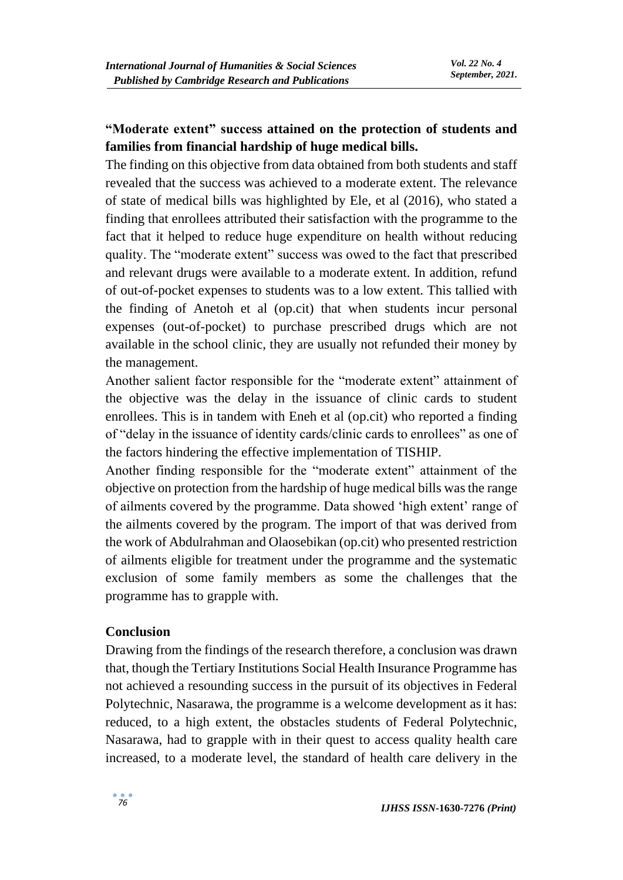**“Moderate extent” success attained on the protection of students and families from financial hardship of huge medical bills.**

The finding on this objective from data obtained from both students and staff revealed that the success was achieved to a moderate extent. The relevance of state of medical bills was highlighted by Ele, et al (2016), who stated a finding that enrollees attributed their satisfaction with the programme to the fact that it helped to reduce huge expenditure on health without reducing quality. The “moderate extent” success was owed to the fact that prescribed and relevant drugs were available to a moderate extent. In addition, refund of out-of-pocket expenses to students was to a low extent. This tallied with the finding of Anetoh et al (op.cit) that when students incur personal expenses (out-of-pocket) to purchase prescribed drugs which are not available in the school clinic, they are usually not refunded their money by the management.

Another salient factor responsible for the “moderate extent” attainment of the objective was the delay in the issuance of clinic cards to student enrollees. This is in tandem with Eneh et al (op.cit) who reported a finding of “delay in the issuance of identity cards/clinic cards to enrollees” as one of the factors hindering the effective implementation of TISHIP.

Another finding responsible for the “moderate extent” attainment of the objective on protection from the hardship of huge medical bills was the range of ailments covered by the programme. Data showed ‘high extent’ range of the ailments covered by the program. The import of that was derived from the work of Abdulrahman and Olaosebikan (op.cit) who presented restriction of ailments eligible for treatment under the programme and the systematic exclusion of some family members as some the challenges that the programme has to grapple with.

## Conclusion

Drawing from the findings of the research therefore, a conclusion was drawn that, though the Tertiary Institutions Social Health Insurance Programme has not achieved a resounding success in the pursuit of its objectives in Federal Polytechnic, Nasarawa, the programme is a welcome development as it has: reduced, to a high extent, the obstacles students of Federal Polytechnic, Nasarawa, had to grapple with in their quest to access quality health care increased, to a moderate level, the standard of health care delivery in the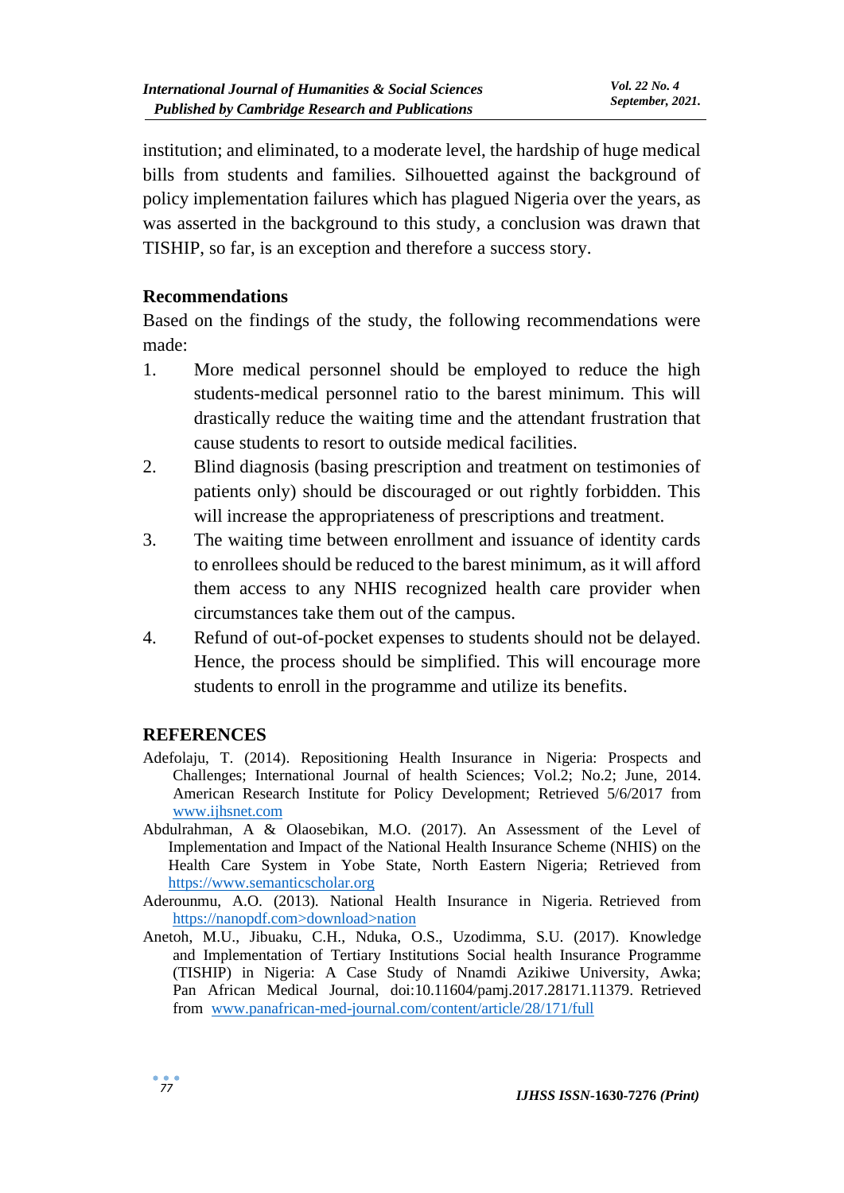institution; and eliminated, to a moderate level, the hardship of huge medical bills from students and families. Silhouetted against the background of policy implementation failures which has plagued Nigeria over the years, as was asserted in the background to this study, a conclusion was drawn that TISHIP, so far, is an exception and therefore a success story.

## Recommendations

Based on the findings of the study, the following recommendations were made:

1. More medical personnel should be employed to reduce the high students-medical personnel ratio to the barest minimum. This will drastically reduce the waiting time and the attendant frustration that cause students to resort to outside medical facilities.
2. Blind diagnosis (basing prescription and treatment on testimonies of patients only) should be discouraged or out rightly forbidden. This will increase the appropriateness of prescriptions and treatment.
3. The waiting time between enrollment and issuance of identity cards to enrollees should be reduced to the barest minimum, as it will afford them access to any NHIS recognized health care provider when circumstances take them out of the campus.
4. Refund of out-of-pocket expenses to students should not be delayed. Hence, the process should be simplified. This will encourage more students to enroll in the programme and utilize its benefits.

## REFERENCES

Adefolaju, T. (2014). Repositioning Health Insurance in Nigeria: Prospects and Challenges; International Journal of health Sciences; Vol.2; No.2; June, 2014. American Research Institute for Policy Development; Retrieved 5/6/2017 from www.ijhsnet.com

Abdulrahman, A & Olaosebikan, M.O. (2017). An Assessment of the Level of Implementation and Impact of the National Health Insurance Scheme (NHIS) on the Health Care System in Yobe State, North Eastern Nigeria; Retrieved from https://www.semanticscholar.org

Aderounmu, A.O. (2013). National Health Insurance in Nigeria. Retrieved from https://nanopdf.com>download>nation

Anetoh, M.U., Jibuaku, C.H., Nduka, O.S., Uzodimma, S.U. (2017). Knowledge and Implementation of Tertiary Institutions Social health Insurance Programme (TISHIP) in Nigeria: A Case Study of Nnamdi Azikiwe University, Awka; Pan African Medical Journal, doi:10.11604/pamj.2017.28171.11379. Retrieved from www.panafrican-med-journal.com/content/article/28/171/full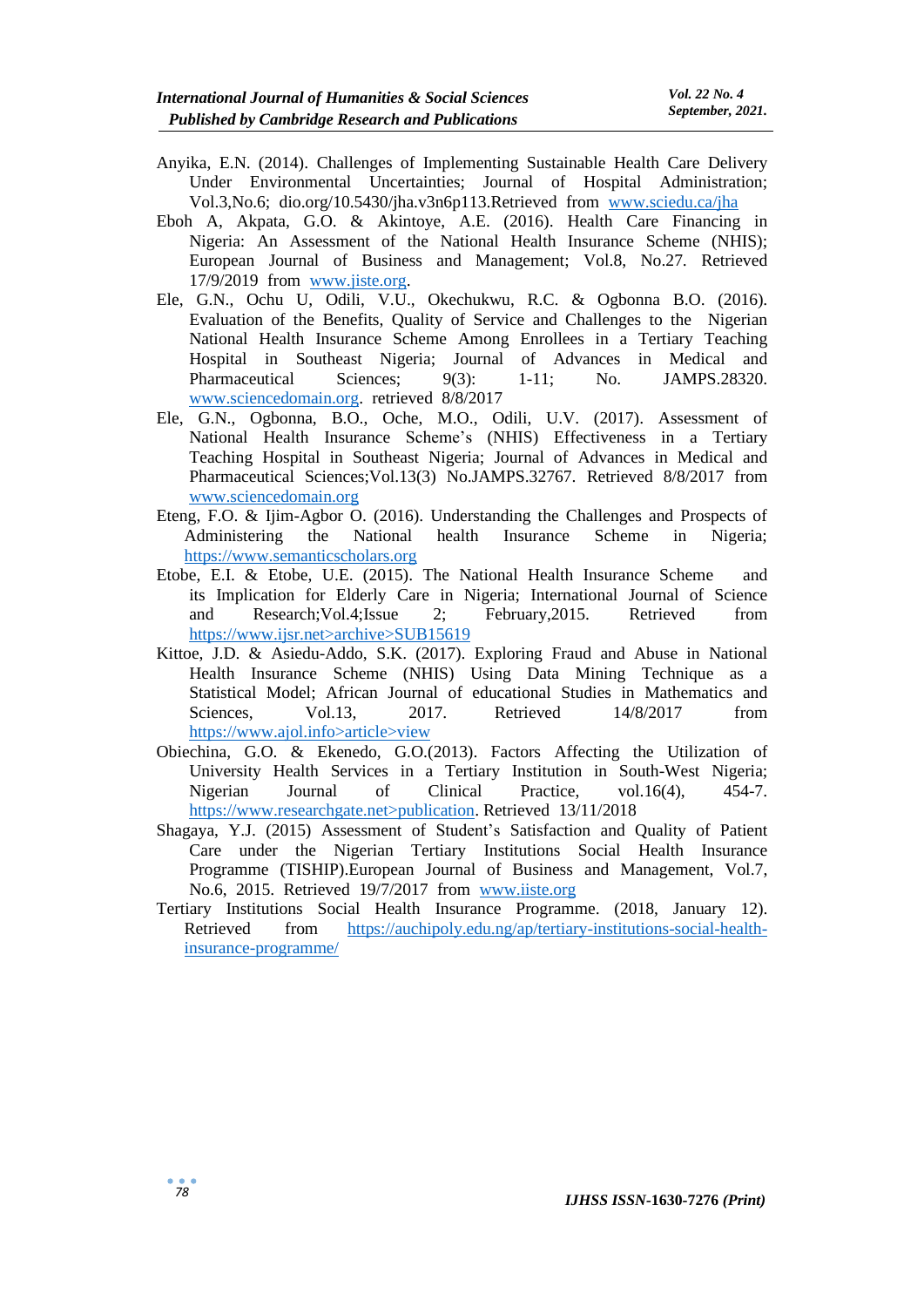Anyika, E.N. (2014). Challenges of Implementing Sustainable Health Care Delivery Under Environmental Uncertainties; Journal of Hospital Administration; Vol.3,No.6; dio.org/10.5430/jha.v3n6p113.Retrieved from www.sciedu.ca/jha

Eboh A, Akpata, G.O. & Akintoye, A.E. (2016). Health Care Financing in Nigeria: An Assessment of the National Health Insurance Scheme (NHIS); European Journal of Business and Management; Vol.8, No.27. Retrieved 17/9/2019 from www.jiste.org.

Ele, G.N., Ochu U, Odili, V.U., Okechukwu, R.C. & Ogbonna B.O. (2016). Evaluation of the Benefits, Quality of Service and Challenges to the Nigerian National Health Insurance Scheme Among Enrollees in a Tertiary Teaching Hospital in Southeast Nigeria; Journal of Advances in Medical and Pharmaceutical Sciences; 9(3): 1-11; No. JAMPS.28320. www.sciencedomain.org. retrieved 8/8/2017

Ele, G.N., Ogbonna, B.O., Oche, M.O., Odili, U.V. (2017). Assessment of National Health Insurance Scheme's (NHIS) Effectiveness in a Tertiary Teaching Hospital in Southeast Nigeria; Journal of Advances in Medical and Pharmaceutical Sciences;Vol.13(3) No.JAMPS.32767. Retrieved 8/8/2017 from www.sciencedomain.org

Eteng, F.O. & Ijim-Agbor O. (2016). Understanding the Challenges and Prospects of Administering the National health Insurance Scheme in Nigeria; https://www.semanticscholars.org

Etobe, E.I. & Etobe, U.E. (2015). The National Health Insurance Scheme and its Implication for Elderly Care in Nigeria; International Journal of Science and Research;Vol.4;Issue 2; February,2015. Retrieved from https://www.ijsr.net>archive>SUB15619

Kittoe, J.D. & Asiedu-Addo, S.K. (2017). Exploring Fraud and Abuse in National Health Insurance Scheme (NHIS) Using Data Mining Technique as a Statistical Model; African Journal of educational Studies in Mathematics and Sciences, Vol.13, 2017. Retrieved 14/8/2017 from https://www.ajol.info>article>view

Obiechina, G.O. & Ekenedo, G.O.(2013). Factors Affecting the Utilization of University Health Services in a Tertiary Institution in South-West Nigeria; Nigerian Journal of Clinical Practice, vol.16(4), 454-7. https://www.researchgate.net>publication. Retrieved 13/11/2018

Shagaya, Y.J. (2015) Assessment of Student's Satisfaction and Quality of Patient Care under the Nigerian Tertiary Institutions Social Health Insurance Programme (TISHIP).European Journal of Business and Management, Vol.7, No.6, 2015. Retrieved 19/7/2017 from www.iiste.org

Tertiary Institutions Social Health Insurance Programme. (2018, January 12). Retrieved from https://auchipoly.edu.ng/ap/tertiary-institutions-social-health-insurance-programme/